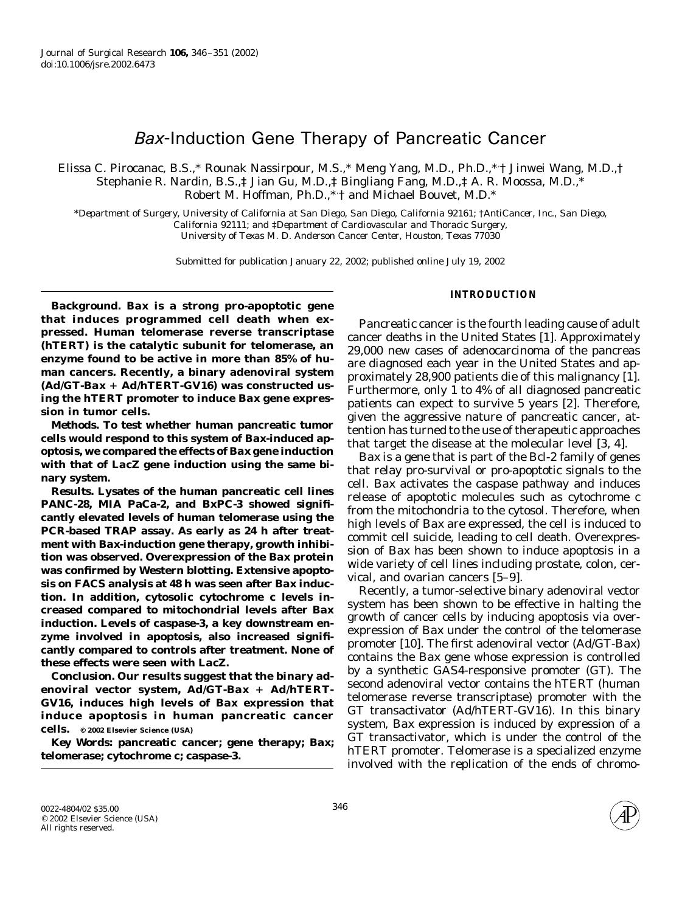# *Bax*-Induction Gene Therapy of Pancreatic Cancer

Elissa C. Pirocanac, B.S.,* Rounak Nassirpour, M.S.,* Meng Yang, M.D., Ph.D.,*,† Jinwei Wang, M.D.,† Stephanie R. Nardin, B.S.,‡ Jian Gu, M.D.,‡ Bingliang Fang, M.D.,‡ A. R. Moossa, M.D.,* Robert M. Hoffman, Ph.D.,*,† and Michael Bouvet, M.D.*

*Department of Surgery, University of California at San Diego, San Diego, California 92161; †AntiCancer, Inc., San Diego, California 92111; and ‡Department of Cardiovascular and Thoracic Surgery, University of Texas M. D. Anderson Cancer Center, Houston, Texas 77030

Submitted for publication January 22, 2002; published online July 19, 2002

**Background. Bax is a strong pro-apoptotic gene that induces programmed cell death when expressed. Human telomerase reverse transcriptase (hTERT) is the catalytic subunit for telomerase, an enzyme found to be active in more than 85% of human cancers. Recently, a binary adenoviral system (Ad/GT-*Bax* + Ad/hTERT-GV16) was constructed using the hTERT promoter to induce Bax gene expression in tumor cells.**

**Methods. To test whether human pancreatic tumor cells would respond to this system of Bax-induced apoptosis, we compared the effects of Bax gene induction with that of LacZ gene induction using the same binary system.**

**Results. Lysates of the human pancreatic cell lines PANC-28, MIA PaCa-2, and BxPC-3 showed significantly elevated levels of human telomerase using the PCR-based TRAP assay. As early as 24 h after treatment with Bax-induction gene therapy, growth inhibition was observed. Overexpression of the Bax protein was confirmed by Western blotting. Extensive apoptosis on FACS analysis at 48 h was seen after Bax induction. In addition, cytosolic cytochrome c levels increased compared to mitochondrial levels after Bax induction. Levels of caspase-3, a key downstream enzyme involved in apoptosis, also increased significantly compared to controls after treatment. None of these effects were seen with LacZ.**

**Conclusion. Our results suggest that the binary adenoviral vector system, Ad/GT-*Bax* + Ad/hTERT-GV16, induces high levels of Bax expression that induce apoptosis in human pancreatic cancer cells.** © 2002 Elsevier Science (USA)

***Key Words:*** **pancreatic cancer; gene therapy; Bax; telomerase; cytochrome c; caspase-3.**

## INTRODUCTION

Pancreatic cancer is the fourth leading cause of adult cancer deaths in the United States [1]. Approximately 29,000 new cases of adenocarcinoma of the pancreas are diagnosed each year in the United States and approximately 28,900 patients die of this malignancy [1]. Furthermore, only 1 to 4% of all diagnosed pancreatic patients can expect to survive 5 years [2]. Therefore, given the aggressive nature of pancreatic cancer, attention has turned to the use of therapeutic approaches that target the disease at the molecular level [3, 4].

Bax is a gene that is part of the Bcl-2 family of genes that relay pro-survival or pro-apoptotic signals to the cell. Bax activates the caspase pathway and induces release of apoptotic molecules such as cytochrome c from the mitochondria to the cytosol. Therefore, when high levels of Bax are expressed, the cell is induced to commit cell suicide, leading to cell death. Overexpression of Bax has been shown to induce apoptosis in a wide variety of cell lines including prostate, colon, cervical, and ovarian cancers [5–9].

Recently, a tumor-selective binary adenoviral vector system has been shown to be effective in halting the growth of cancer cells by inducing apoptosis via overexpression of Bax under the control of the telomerase promoter [10]. The first adenoviral vector (Ad/GT-Bax) contains the Bax gene whose expression is controlled by a synthetic GAS4-responsive promoter (GT). The second adenoviral vector contains the hTERT (human telomerase reverse transcriptase) promoter with the GT transactivator (Ad/hTERT-GV16). In this binary system, Bax expression is induced by expression of a GT transactivator, which is under the control of the hTERT promoter. Telomerase is a specialized enzyme involved with the replication of the ends of chromo-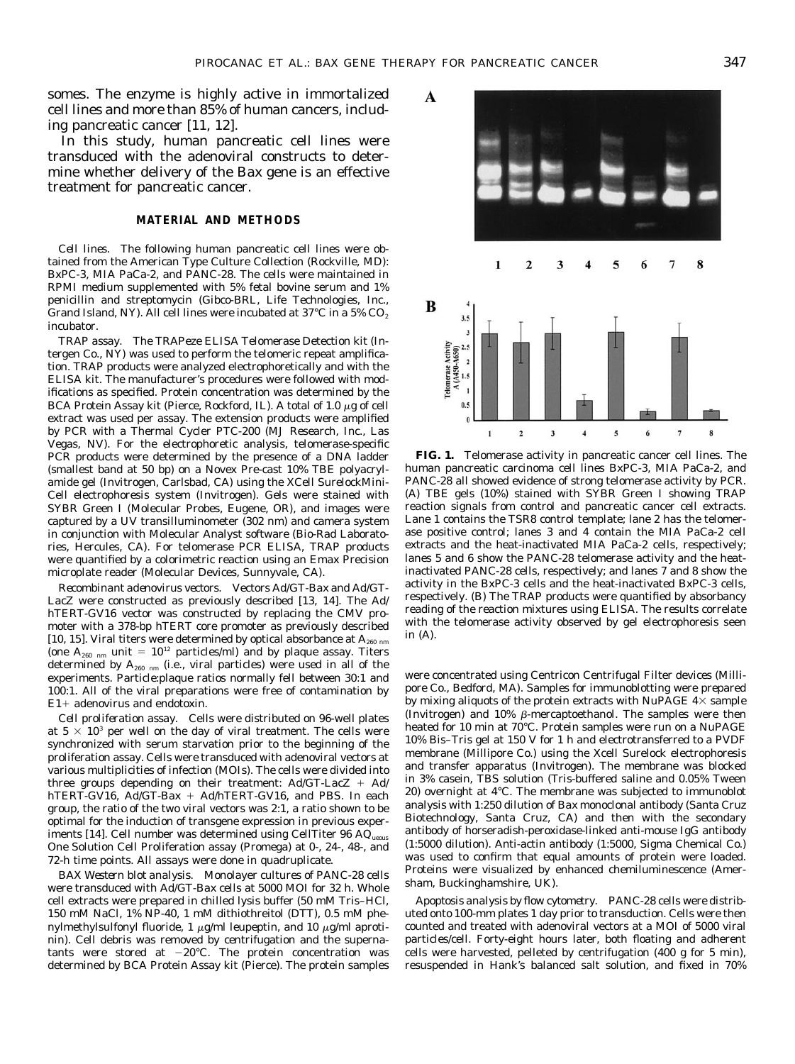somes. The enzyme is highly active in immortalized cell lines and more than 85% of human cancers, including pancreatic cancer [11, 12].

In this study, human pancreatic cell lines were transduced with the adenoviral constructs to determine whether delivery of the Bax gene is an effective treatment for pancreatic cancer.

## MATERIAL AND METHODS

*Cell lines.* The following human pancreatic cell lines were obtained from the American Type Culture Collection (Rockville, MD): BxPC-3, MIA PaCa-2, and PANC-28. The cells were maintained in RPMI medium supplemented with 5% fetal bovine serum and 1% penicillin and streptomycin (Gibco-BRL, Life Technologies, Inc., Grand Island, NY). All cell lines were incubated at 37°C in a 5% $CO_2$ incubator.

*TRAP assay.* The TRAPeze ELISA Telomerase Detection kit (Intergen Co., NY) was used to perform the telomeric repeat amplification. TRAP products were analyzed electrophoretically and with the ELISA kit. The manufacturer's procedures were followed with modifications as specified. Protein concentration was determined by the BCA Protein Assay kit (Pierce, Rockford, IL). A total of 1.0 μg of cell extract was used per assay. The extension products were amplified by PCR with a Thermal Cycler PTC-200 (MJ Research, Inc., Las Vegas, NV). For the electrophoretic analysis, telomerase-specific PCR products were determined by the presence of a DNA ladder (smallest band at 50 bp) on a Novex Pre-cast 10% TBE polyacrylamide gel (Invitrogen, Carlsbad, CA) using the XCell SurelockMini-Cell electrophoresis system (Invitrogen). Gels were stained with SYBR Green I (Molecular Probes, Eugene, OR), and images were captured by a UV transilluminometer (302 nm) and camera system in conjunction with Molecular Analyst software (Bio-Rad Laboratories, Hercules, CA). For telomerase PCR ELISA, TRAP products were quantified by a colorimetric reaction using an Emax Precision microplate reader (Molecular Devices, Sunnyvale, CA).

*Recombinant adenovirus vectors.* Vectors Ad/GT-Bax and Ad/GT-LacZ were constructed as previously described [13, 14]. The Ad/hTERT-GV16 vector was constructed by replacing the CMV promoter with a 378-bp hTERT core promoter as previously described [10, 15]. Viral titers were determined by optical absorbance at $A_{260\ nm}$ (one $A_{260\ nm}$ unit = $10^{12}$ particles/ml) and by plaque assay. Titers determined by $A_{260\ nm}$ (i.e., viral particles) were used in all of the experiments. Particle:plaque ratios normally fell between 30:1 and 100:1. All of the viral preparations were free of contamination by E1+ adenovirus and endotoxin.

*Cell proliferation assay.* Cells were distributed on 96-well plates at $5 \times 10^3$ per well on the day of viral treatment. The cells were synchronized with serum starvation prior to the beginning of the proliferation assay. Cells were transduced with adenoviral vectors at various multiplicities of infection (MOIs). The cells were divided into three groups depending on their treatment: Ad/GT-LacZ + Ad/hTERT-GV16, Ad/GT-Bax + Ad/hTERT-GV16, and PBS. In each group, the ratio of the two viral vectors was 2:1, a ratio shown to be optimal for the induction of transgene expression in previous experiments [14]. Cell number was determined using CellTiter 96 $AQ_{ueous}$ One Solution Cell Proliferation assay (Promega) at 0-, 24-, 48-, and 72-h time points. All assays were done in quadruplicate.

*BAX Western blot analysis.* Monolayer cultures of PANC-28 cells were transduced with Ad/GT-Bax cells at 5000 MOI for 32 h. Whole cell extracts were prepared in chilled lysis buffer (50 mM Tris–HCl, 150 mM NaCl, 1% NP-40, 1 mM dithiothreitol (DTT), 0.5 mM phenylmethylsulfonyl fluoride, 1 μg/ml leupeptin, and 10 μg/ml aprotinin). Cell debris was removed by centrifugation and the supernatants were stored at −20°C. The protein concentration was determined by BCA Protein Assay kit (Pierce). The protein samples were concentrated using Centricon Centrifugal Filter devices (Millipore Co., Bedford, MA). Samples for immunoblotting were prepared by mixing aliquots of the protein extracts with NuPAGE 4× sample (Invitrogen) and 10% β-mercaptoethanol. The samples were then heated for 10 min at 70°C. Protein samples were run on a NuPAGE 10% Bis–Tris gel at 150 V for 1 h and electrotransferred to a PVDF membrane (Millipore Co.) using the Xcell Surelock electrophoresis and transfer apparatus (Invitrogen). The membrane was blocked in 3% casein, TBS solution (Tris-buffered saline and 0.05% Tween 20) overnight at 4°C. The membrane was subjected to immunoblot analysis with 1:250 dilution of Bax monoclonal antibody (Santa Cruz Biotechnology, Santa Cruz, CA) and then with the secondary antibody of horseradish-peroxidase-linked anti-mouse IgG antibody (1:5000 dilution). Anti-actin antibody (1:5000, Sigma Chemical Co.) was used to confirm that equal amounts of protein were loaded. Proteins were visualized by enhanced chemiluminescence (Amersham, Buckinghamshire, UK).

*Apoptosis analysis by flow cytometry.* PANC-28 cells were distributed onto 100-mm plates 1 day prior to transduction. Cells were then counted and treated with adenoviral vectors at a MOI of 5000 viral particles/cell. Forty-eight hours later, both floating and adherent cells were harvested, pelleted by centrifugation (400 g for 5 min), resuspended in Hank's balanced salt solution, and fixed in 70%

**FIG. 1.** Telomerase activity in pancreatic cancer cell lines. The human pancreatic carcinoma cell lines BxPC-3, MIA PaCa-2, and PANC-28 all showed evidence of strong telomerase activity by PCR. (A) TBE gels (10%) stained with SYBR Green I showing TRAP reaction signals from control and pancreatic cancer cell extracts. Lane 1 contains the TSR8 control template; lane 2 has the telomerase positive control; lanes 3 and 4 contain the MIA PaCa-2 cell extracts and the heat-inactivated MIA PaCa-2 cells, respectively; lanes 5 and 6 show the PANC-28 telomerase activity and the heat-inactivated PANC-28 cells, respectively; and lanes 7 and 8 show the activity in the BxPC-3 cells and the heat-inactivated BxPC-3 cells, respectively. (B) The TRAP products were quantified by absorbancy reading of the reaction mixtures using ELISA. The results correlate with the telomerase activity observed by gel electrophoresis seen in (A).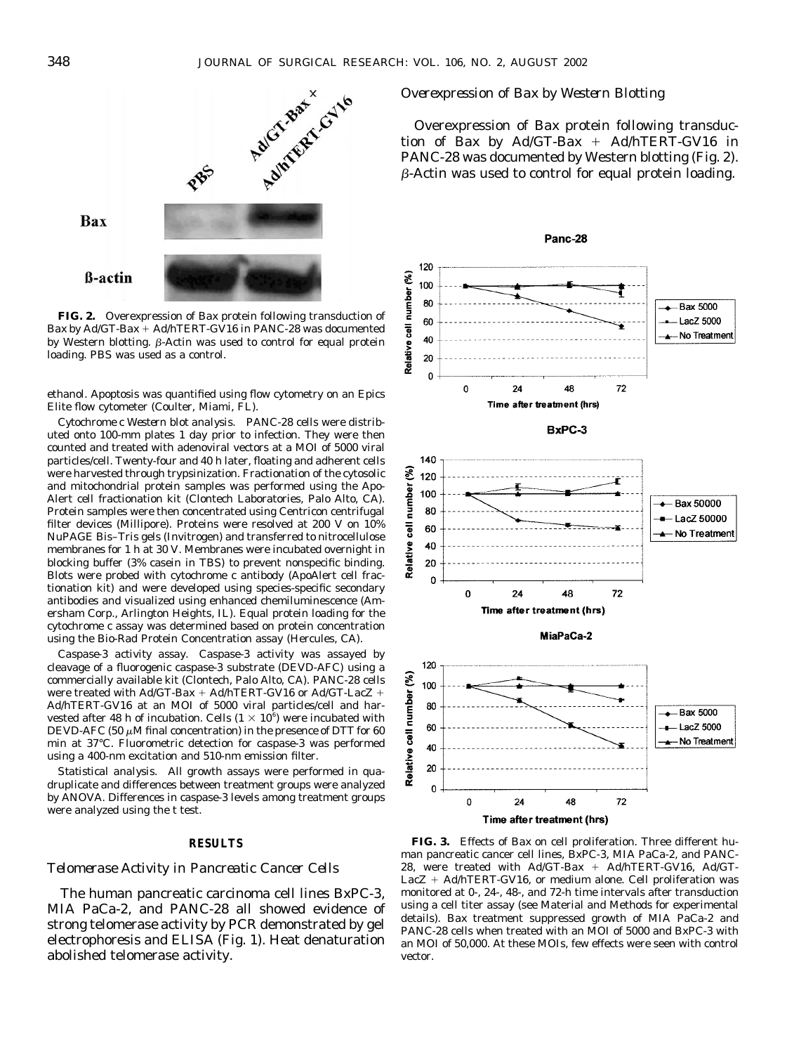**FIG. 2.** Overexpression of Bax protein following transduction of Bax by Ad/GT-Bax + Ad/hTERT-GV16 in PANC-28 was documented by Western blotting. β-Actin was used to control for equal protein loading. PBS was used as a control.

ethanol. Apoptosis was quantified using flow cytometry on an Epics Elite flow cytometer (Coulter, Miami, FL).

*Cytochrome c Western blot analysis.* PANC-28 cells were distributed onto 100-mm plates 1 day prior to infection. They were then counted and treated with adenoviral vectors at a MOI of 5000 viral particles/cell. Twenty-four and 40 h later, floating and adherent cells were harvested through trypsinization. Fractionation of the cytosolic and mitochondrial protein samples was performed using the Apo-Alert cell fractionation kit (Clontech Laboratories, Palo Alto, CA). Protein samples were then concentrated using Centricon centrifugal filter devices (Millipore). Proteins were resolved at 200 V on 10% NuPAGE Bis–Tris gels (Invitrogen) and transferred to nitrocellulose membranes for 1 h at 30 V. Membranes were incubated overnight in blocking buffer (3% casein in TBS) to prevent nonspecific binding. Blots were probed with cytochrome c antibody (ApoAlert cell fractionation kit) and were developed using species-specific secondary antibodies and visualized using enhanced chemiluminescence (Amersham Corp., Arlington Heights, IL). Equal protein loading for the cytochrome c assay was determined based on protein concentration using the Bio-Rad Protein Concentration assay (Hercules, CA).

*Caspase-3 activity assay.* Caspase-3 activity was assayed by cleavage of a fluorogenic caspase-3 substrate (DEVD-AFC) using a commercially available kit (Clontech, Palo Alto, CA). PANC-28 cells were treated with Ad/GT-Bax + Ad/hTERT-GV16 or Ad/GT-LacZ + Ad/hTERT-GV16 at an MOI of 5000 viral particles/cell and harvested after 48 h of incubation. Cells ($1 \times 10^6$) were incubated with DEVD-AFC (50 μM final concentration) in the presence of DTT for 60 min at 37°C. Fluorometric detection for caspase-3 was performed using a 400-nm excitation and 510-nm emission filter.

*Statistical analysis.* All growth assays were performed in quadruplicate and differences between treatment groups were analyzed by ANOVA. Differences in caspase-3 levels among treatment groups were analyzed using the *t* test.

## RESULTS

### *Telomerase Activity in Pancreatic Cancer Cells*

The human pancreatic carcinoma cell lines BxPC-3, MIA PaCa-2, and PANC-28 all showed evidence of strong telomerase activity by PCR demonstrated by gel electrophoresis and ELISA (Fig. 1). Heat denaturation abolished telomerase activity.

### *Overexpression of Bax by Western Blotting*

Overexpression of Bax protein following transduction of Bax by Ad/GT-Bax + Ad/hTERT-GV16 in PANC-28 was documented by Western blotting (Fig. 2). β-Actin was used to control for equal protein loading.

**FIG. 3.** Effects of Bax on cell proliferation. Three different human pancreatic cancer cell lines, BxPC-3, MIA PaCa-2, and PANC-28, were treated with Ad/GT-Bax + Ad/hTERT-GV16, Ad/GT-LacZ + Ad/hTERT-GV16, or medium alone. Cell proliferation was monitored at 0-, 24-, 48-, and 72-h time intervals after transduction using a cell titer assay (see Material and Methods for experimental details). Bax treatment suppressed growth of MIA PaCa-2 and PANC-28 cells when treated with an MOI of 5000 and BxPC-3 with an MOI of 50,000. At these MOIs, few effects were seen with control vector.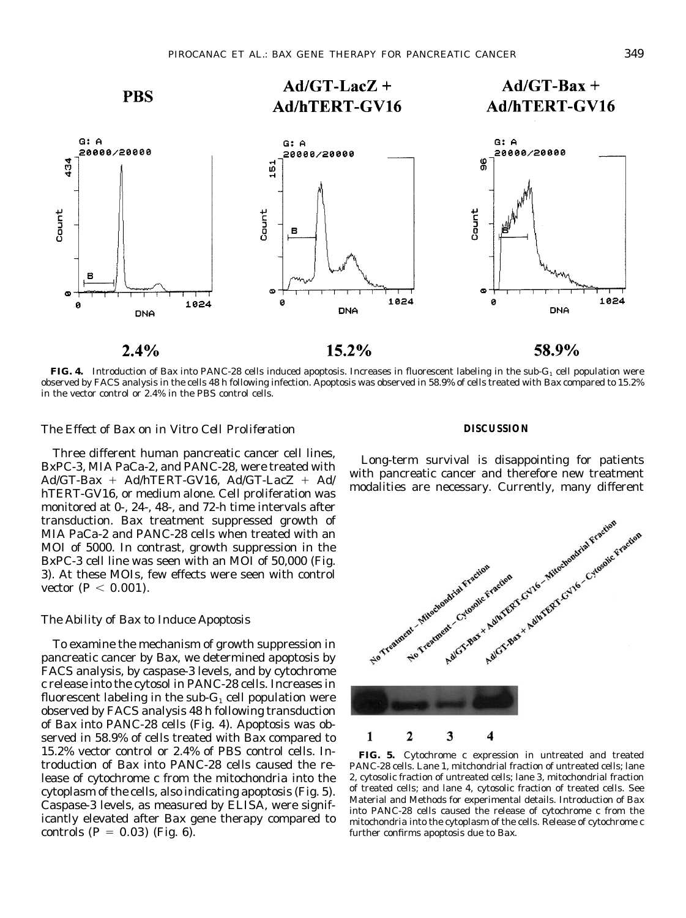**FIG. 4.** Introduction of Bax into PANC-28 cells induced apoptosis. Increases in fluorescent labeling in the sub-$G_1$ cell population were observed by FACS analysis in the cells 48 h following infection. Apoptosis was observed in 58.9% of cells treated with Bax compared to 15.2% in the vector control or 2.4% in the PBS control cells.

### *The Effect of Bax on in Vitro Cell Proliferation*

Three different human pancreatic cancer cell lines, BxPC-3, MIA PaCa-2, and PANC-28, were treated with Ad/GT-Bax + Ad/hTERT-GV16, Ad/GT-LacZ + Ad/hTERT-GV16, or medium alone. Cell proliferation was monitored at 0-, 24-, 48-, and 72-h time intervals after transduction. Bax treatment suppressed growth of MIA PaCa-2 and PANC-28 cells when treated with an MOI of 5000. In contrast, growth suppression in the BxPC-3 cell line was seen with an MOI of 50,000 (Fig. 3). At these MOIs, few effects were seen with control vector ($P < 0.001$).

### *The Ability of Bax to Induce Apoptosis*

To examine the mechanism of growth suppression in pancreatic cancer by Bax, we determined apoptosis by FACS analysis, by caspase-3 levels, and by cytochrome c release into the cytosol in PANC-28 cells. Increases in fluorescent labeling in the sub-$G_1$ cell population were observed by FACS analysis 48 h following transduction of Bax into PANC-28 cells (Fig. 4). Apoptosis was observed in 58.9% of cells treated with Bax compared to 15.2% vector control or 2.4% of PBS control cells. Introduction of Bax into PANC-28 cells caused the release of cytochrome c from the mitochondria into the cytoplasm of the cells, also indicating apoptosis (Fig. 5). Caspase-3 levels, as measured by ELISA, were significantly elevated after Bax gene therapy compared to controls ($P = 0.03$) (Fig. 6).

## DISCUSSION

Long-term survival is disappointing for patients with pancreatic cancer and therefore new treatment modalities are necessary. Currently, many different

**FIG. 5.** Cytochrome c expression in untreated and treated PANC-28 cells. Lane 1, mitchondrial fraction of untreated cells; lane 2, cytosolic fraction of untreated cells; lane 3, mitochondrial fraction of treated cells; and lane 4, cytosolic fraction of treated cells. See Material and Methods for experimental details. Introduction of Bax into PANC-28 cells caused the release of cytochrome c from the mitochondria into the cytoplasm of the cells. Release of cytochrome c further confirms apoptosis due to Bax.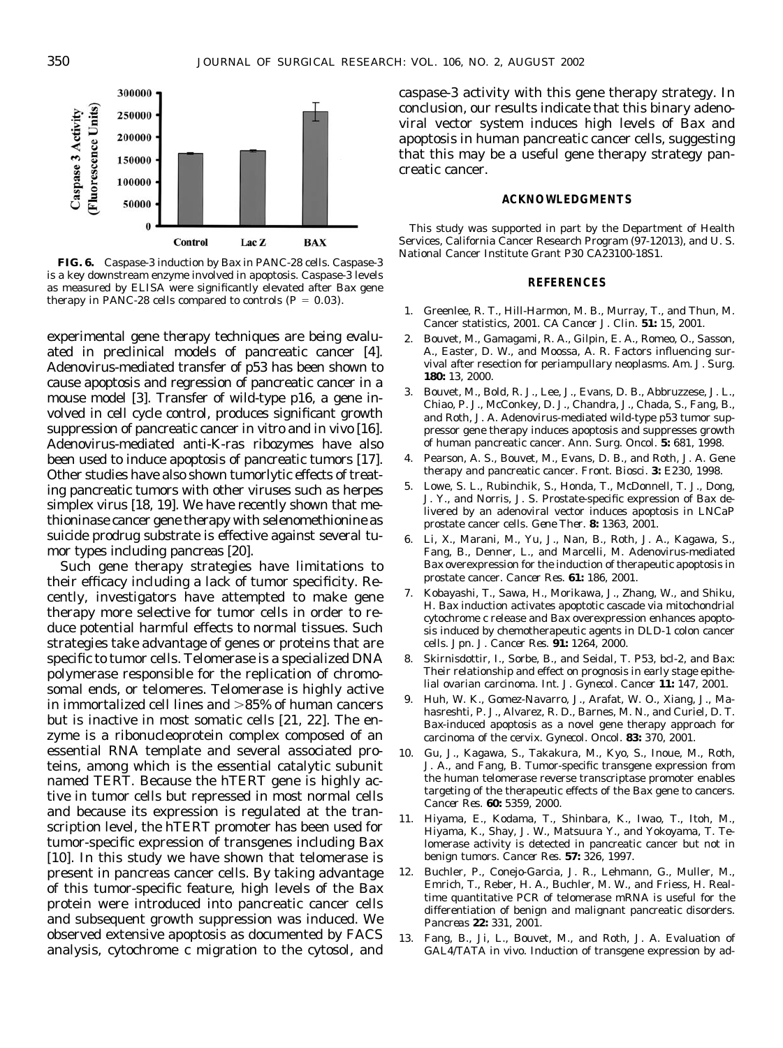**FIG. 6.** Caspase-3 induction by Bax in PANC-28 cells. Caspase-3 is a key downstream enzyme involved in apoptosis. Caspase-3 levels as measured by ELISA were significantly elevated after Bax gene therapy in PANC-28 cells compared to controls ($P = 0.03$).

experimental gene therapy techniques are being evaluated in preclinical models of pancreatic cancer [4]. Adenovirus-mediated transfer of p53 has been shown to cause apoptosis and regression of pancreatic cancer in a mouse model [3]. Transfer of wild-type p16, a gene involved in cell cycle control, produces significant growth suppression of pancreatic cancer in vitro and in vivo [16]. Adenovirus-mediated anti-K-ras ribozymes have also been used to induce apoptosis of pancreatic tumors [17]. Other studies have also shown tumorlytic effects of treating pancreatic tumors with other viruses such as herpes simplex virus [18, 19]. We have recently shown that methioninase cancer gene therapy with selenomethionine as suicide prodrug substrate is effective against several tumor types including pancreas [20].

Such gene therapy strategies have limitations to their efficacy including a lack of tumor specificity. Recently, investigators have attempted to make gene therapy more selective for tumor cells in order to reduce potential harmful effects to normal tissues. Such strategies take advantage of genes or proteins that are specific to tumor cells. Telomerase is a specialized DNA polymerase responsible for the replication of chromosomal ends, or telomeres. Telomerase is highly active in immortalized cell lines and >85% of human cancers but is inactive in most somatic cells [21, 22]. The enzyme is a ribonucleoprotein complex composed of an essential RNA template and several associated proteins, among which is the essential catalytic subunit named TERT. Because the hTERT gene is highly active in tumor cells but repressed in most normal cells and because its expression is regulated at the transcription level, the hTERT promoter has been used for tumor-specific expression of transgenes including Bax [10]. In this study we have shown that telomerase is present in pancreas cancer cells. By taking advantage of this tumor-specific feature, high levels of the Bax protein were introduced into pancreatic cancer cells and subsequent growth suppression was induced. We observed extensive apoptosis as documented by FACS analysis, cytochrome c migration to the cytosol, and caspase-3 activity with this gene therapy strategy. In conclusion, our results indicate that this binary adenoviral vector system induces high levels of Bax and apoptosis in human pancreatic cancer cells, suggesting that this may be a useful gene therapy strategy pancreatic cancer.

## ACKNOWLEDGMENTS

This study was supported in part by the Department of Health Services, California Cancer Research Program (97-12013), and U. S. National Cancer Institute Grant P30 CA23100-18S1.

## REFERENCES

1. Greenlee, R. T., Hill-Harmon, M. B., Murray, T., and Thun, M. Cancer statistics, 2001. *CA Cancer J. Clin.* **51:** 15, 2001.
2. Bouvet, M., Gamagami, R. A., Gilpin, E. A., Romeo, O., Sasson, A., Easter, D. W., and Moossa, A. R. Factors influencing survival after resection for periampullary neoplasms. *Am. J. Surg.* **180:** 13, 2000.
3. Bouvet, M., Bold, R. J., Lee, J., Evans, D. B., Abbruzzese, J. L., Chiao, P. J., McConkey, D. J., Chandra, J., Chada, S., Fang, B., and Roth, J. A. Adenovirus-mediated wild-type p53 tumor suppressor gene therapy induces apoptosis and suppresses growth of human pancreatic cancer. *Ann. Surg. Oncol.* **5:** 681, 1998.
4. Pearson, A. S., Bouvet, M., Evans, D. B., and Roth, J. A. Gene therapy and pancreatic cancer. *Front. Biosci.* **3:** E230, 1998.
5. Lowe, S. L., Rubinchik, S., Honda, T., McDonnell, T. J., Dong, J. Y., and Norris, J. S. Prostate-specific expression of Bax delivered by an adenoviral vector induces apoptosis in LNCaP prostate cancer cells. *Gene Ther.* **8:** 1363, 2001.
6. Li, X., Marani, M., Yu, J., Nan, B., Roth, J. A., Kagawa, S., Fang, B., Denner, L., and Marcelli, M. Adenovirus-mediated Bax overexpression for the induction of therapeutic apoptosis in prostate cancer. *Cancer Res.* **61:** 186, 2001.
7. Kobayashi, T., Sawa, H., Morikawa, J., Zhang, W., and Shiku, H. Bax induction activates apoptotic cascade via mitochondrial cytochrome c release and Bax overexpression enhances apoptosis induced by chemotherapeutic agents in DLD-1 colon cancer cells. *Jpn. J. Cancer Res.* **91:** 1264, 2000.
8. Skirnisdottir, I., Sorbe, B., and Seidal, T. P53, bcl-2, and Bax: Their relationship and effect on prognosis in early stage epithelial ovarian carcinoma. *Int. J. Gynecol. Cancer* **11:** 147, 2001.
9. Huh, W. K., Gomez-Navarro, J., Arafat, W. O., Xiang, J., Mahasreshti, P. J., Alvarez, R. D., Barnes, M. N., and Curiel, D. T. Bax-induced apoptosis as a novel gene therapy approach for carcinoma of the cervix. *Gynecol. Oncol.* **83:** 370, 2001.
10. Gu, J., Kagawa, S., Takakura, M., Kyo, S., Inoue, M., Roth, J. A., and Fang, B. Tumor-specific transgene expression from the human telomerase reverse transcriptase promoter enables targeting of the therapeutic effects of the Bax gene to cancers. *Cancer Res.* **60:** 5359, 2000.
11. Hiyama, E., Kodama, T., Shinbara, K., Iwao, T., Itoh, M., Hiyama, K., Shay, J. W., Matsuura Y., and Yokoyama, T. Telomerase activity is detected in pancreatic cancer but not in benign tumors. *Cancer Res.* **57:** 326, 1997.
12. Buchler, P., Conejo-Garcia, J. R., Lehmann, G., Muller, M., Emrich, T., Reber, H. A., Buchler, M. W., and Friess, H. Real-time quantitative PCR of telomerase mRNA is useful for the differentiation of benign and malignant pancreatic disorders. *Pancreas* **22:** 331, 2001.
13. Fang, B., Ji, L., Bouvet, M., and Roth, J. A. Evaluation of GAL4/TATA in vivo. Induction of transgene expression by ad-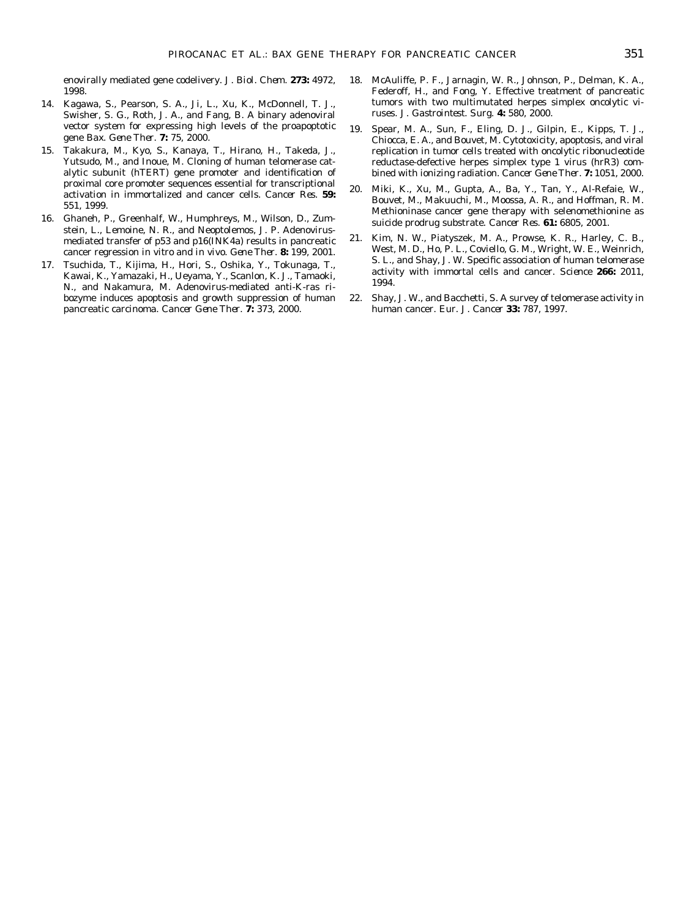enovirally mediated gene codelivery. *J. Biol. Chem.* **273:** 4972, 1998.

14. Kagawa, S., Pearson, S. A., Ji, L., Xu, K., McDonnell, T. J., Swisher, S. G., Roth, J. A., and Fang, B. A binary adenoviral vector system for expressing high levels of the proapoptotic gene Bax. *Gene Ther.* **7:** 75, 2000.
15. Takakura, M., Kyo, S., Kanaya, T., Hirano, H., Takeda, J., Yutsudo, M., and Inoue, M. Cloning of human telomerase catalytic subunit (hTERT) gene promoter and identification of proximal core promoter sequences essential for transcriptional activation in immortalized and cancer cells. *Cancer Res.* **59:** 551, 1999.
16. Ghaneh, P., Greenhalf, W., Humphreys, M., Wilson, D., Zumstein, L., Lemoine, N. R., and Neoptolemos, J. P. Adenovirus-mediated transfer of p53 and p16(INK4a) results in pancreatic cancer regression in vitro and in vivo. *Gene Ther.* **8:** 199, 2001.
17. Tsuchida, T., Kijima, H., Hori, S., Oshika, Y., Tokunaga, T., Kawai, K., Yamazaki, H., Ueyama, Y., Scanlon, K. J., Tamaoki, N., and Nakamura, M. Adenovirus-mediated anti-K-ras ribozyme induces apoptosis and growth suppression of human pancreatic carcinoma. *Cancer Gene Ther.* **7:** 373, 2000.
18. McAuliffe, P. F., Jarnagin, W. R., Johnson, P., Delman, K. A., Federoff, H., and Fong, Y. Effective treatment of pancreatic tumors with two multimutated herpes simplex oncolytic viruses. *J. Gastrointest. Surg.* **4:** 580, 2000.
19. Spear, M. A., Sun, F., Eling, D. J., Gilpin, E., Kipps, T. J., Chiocca, E. A., and Bouvet, M. Cytotoxicity, apoptosis, and viral replication in tumor cells treated with oncolytic ribonucleotide reductase-defective herpes simplex type 1 virus (hrR3) combined with ionizing radiation. *Cancer Gene Ther.* **7:** 1051, 2000.
20. Miki, K., Xu, M., Gupta, A., Ba, Y., Tan, Y., Al-Refaie, W., Bouvet, M., Makuuchi, M., Moossa, A. R., and Hoffman, R. M. Methioninase cancer gene therapy with selenomethionine as suicide prodrug substrate. *Cancer Res.* **61:** 6805, 2001.
21. Kim, N. W., Piatyszek, M. A., Prowse, K. R., Harley, C. B., West, M. D., Ho, P. L., Coviello, G. M., Wright, W. E., Weinrich, S. L., and Shay, J. W. Specific association of human telomerase activity with immortal cells and cancer. *Science* **266:** 2011, 1994.
22. Shay, J. W., and Bacchetti, S. A survey of telomerase activity in human cancer. *Eur. J. Cancer* **33:** 787, 1997.